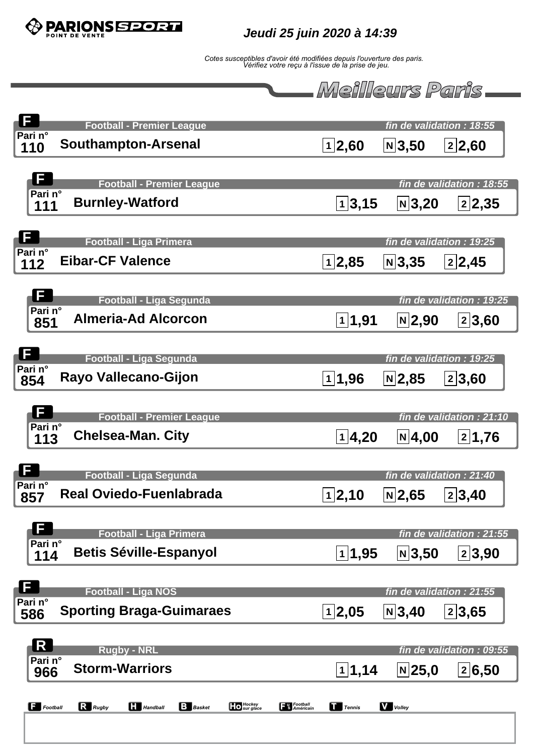**PARIONS SPORT** POINT DE VENTE

*Jeudi 25 juin 2020 à 14:39*

*Cotes susceptibles d'avoir été modifiées depuis l'ouverture des paris. Vérifiez votre reçu à l'issue de la prise de jeu.*

## Meilleurs Paris

| Sport | Compétition | Pari n° | Match | Fin de validation | 1 | N | 2 |
|---|---|---|---|---|---|---|---|
| F | Football - Premier League | 110 | Southampton-Arsenal | 18:55 | 2,60 | 3,50 | 2,60 |
| F | Football - Premier League | 111 | Burnley-Watford | 18:55 | 3,15 | 3,20 | 2,35 |
| F | Football - Liga Primera | 112 | Eibar-CF Valence | 19:25 | 2,85 | 3,35 | 2,45 |
| F | Football - Liga Segunda | 851 | Almeria-Ad Alcorcon | 19:25 | 1,91 | 2,90 | 3,60 |
| F | Football - Liga Segunda | 854 | Rayo Vallecano-Gijon | 19:25 | 1,96 | 2,85 | 3,60 |
| F | Football - Premier League | 113 | Chelsea-Man. City | 21:10 | 4,20 | 4,00 | 1,76 |
| F | Football - Liga Segunda | 857 | Real Oviedo-Fuenlabrada | 21:40 | 2,10 | 2,65 | 3,40 |
| F | Football - Liga Primera | 114 | Betis Séville-Espanyol | 21:55 | 1,95 | 3,50 | 3,90 |
| F | Football - Liga NOS | 586 | Sporting Braga-Guimaraes | 21:55 | 2,05 | 3,40 | 3,65 |
| R | Rugby - NRL | 966 | Storm-Warriors | 09:55 | 1,14 | 25,0 | 6,50 |

F Football · R Rugby · H Handball · B Basket · Ho Hockey sur glace · FUS Football Américain · T Tennis · V Volley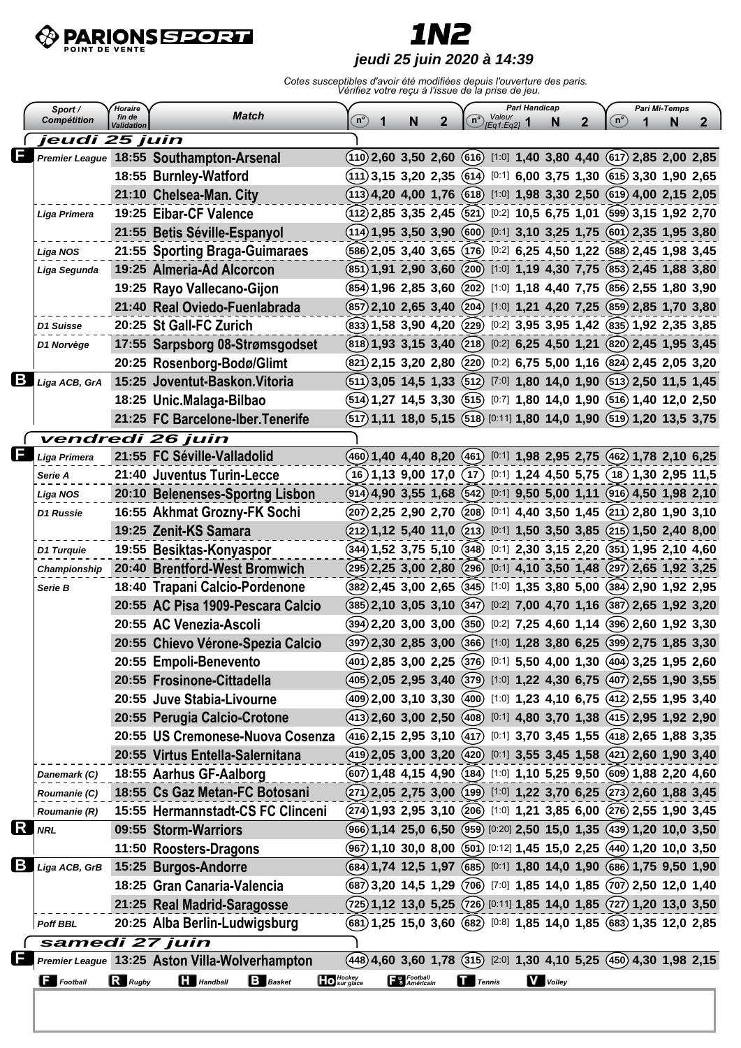# PARIONS SPORT POINT DE VENTE

# 1N2

***jeudi 25 juin 2020 à 14:39***

*Cotes susceptibles d'avoir été modifiées depuis l'ouverture des paris. Vérifiez votre reçu à l'issue de la prise de jeu.*

| Sport / Compétition | Horaire fin de Validation | Match | n° | 1 | N | 2 | n° | Pari Handicap Valeur [Eq1:Eq2] | 1 | N | 2 | n° | Pari Mi-Temps 1 | N | 2 |
|---|---|---|---|---|---|---|---|---|---|---|---|---|---|---|---|
| ***jeudi 25 juin*** | | | | | | | | | | | | | | | |
| **F** Premier League | 18:55 | **Southampton-Arsenal** | 110 | 2,60 | 3,50 | 2,60 | 616 | [1:0] | 1,40 | 3,80 | 4,40 | 617 | 2,85 | 2,00 | 2,85 |
| | 18:55 | **Burnley-Watford** | 111 | 3,15 | 3,20 | 2,35 | 614 | [0:1] | 6,00 | 3,75 | 1,30 | 615 | 3,30 | 1,90 | 2,65 |
| | 21:10 | **Chelsea-Man. City** | 113 | 4,20 | 4,00 | 1,76 | 618 | [1:0] | 1,98 | 3,30 | 2,50 | 619 | 4,00 | 2,15 | 2,05 |
| Liga Primera | 19:25 | **Eibar-CF Valence** | 112 | 2,85 | 3,35 | 2,45 | 521 | [0:2] | 10,5 | 6,75 | 1,01 | 599 | 3,15 | 1,92 | 2,70 |
| | 21:55 | **Betis Séville-Espanyol** | 114 | 1,95 | 3,50 | 3,90 | 600 | [0:1] | 3,10 | 3,25 | 1,75 | 601 | 2,35 | 1,95 | 3,80 |
| Liga NOS | 21:55 | **Sporting Braga-Guimaraes** | 586 | 2,05 | 3,40 | 3,65 | 176 | [0:2] | 6,25 | 4,50 | 1,22 | 588 | 2,45 | 1,98 | 3,45 |
| Liga Segunda | 19:25 | **Almeria-Ad Alcorcon** | 851 | 1,91 | 2,90 | 3,60 | 200 | [1:0] | 1,19 | 4,30 | 7,75 | 853 | 2,45 | 1,88 | 3,80 |
| | 19:25 | **Rayo Vallecano-Gijon** | 854 | 1,96 | 2,85 | 3,60 | 202 | [1:0] | 1,18 | 4,40 | 7,75 | 856 | 2,55 | 1,80 | 3,90 |
| | 21:40 | **Real Oviedo-Fuenlabrada** | 857 | 2,10 | 2,65 | 3,40 | 204 | [1:0] | 1,21 | 4,20 | 7,25 | 859 | 2,85 | 1,70 | 3,80 |
| D1 Suisse | 20:25 | **St Gall-FC Zurich** | 833 | 1,58 | 3,90 | 4,20 | 229 | [0:2] | 3,95 | 3,95 | 1,42 | 835 | 1,92 | 2,35 | 3,85 |
| D1 Norvège | 17:55 | **Sarpsborg 08-Strømsgodset** | 818 | 1,93 | 3,15 | 3,40 | 218 | [0:2] | 6,25 | 4,50 | 1,21 | 820 | 2,45 | 1,95 | 3,45 |
| | 20:25 | **Rosenborg-Bodø/Glimt** | 821 | 2,15 | 3,20 | 2,80 | 220 | [0:2] | 6,75 | 5,00 | 1,16 | 824 | 2,45 | 2,05 | 3,20 |
| **B** Liga ACB, GrA | 15:25 | **Joventut-Baskon.Vitoria** | 511 | 3,05 | 14,5 | 1,33 | 512 | [7:0] | 1,80 | 14,0 | 1,90 | 513 | 2,50 | 11,5 | 1,45 |
| | 18:25 | **Unic.Malaga-Bilbao** | 514 | 1,27 | 14,5 | 3,30 | 515 | [0:7] | 1,80 | 14,0 | 1,90 | 516 | 1,40 | 12,0 | 2,50 |
| | 21:25 | **FC Barcelone-Iber.Tenerife** | 517 | 1,11 | 18,0 | 5,15 | 518 | [0:11] | 1,80 | 14,0 | 1,90 | 519 | 1,20 | 13,5 | 3,75 |
| ***vendredi 26 juin*** | | | | | | | | | | | | | | | |
| **F** Liga Primera | 21:55 | **FC Séville-Valladolid** | 460 | 1,40 | 4,40 | 8,20 | 461 | [0:1] | 1,98 | 2,95 | 2,75 | 462 | 1,78 | 2,10 | 6,25 |
| Serie A | 21:40 | **Juventus Turin-Lecce** | 16 | 1,13 | 9,00 | 17,0 | 17 | [0:1] | 1,24 | 4,50 | 5,75 | 18 | 1,30 | 2,95 | 11,5 |
| Liga NOS | 20:10 | **Belenenses-Sportng Lisbon** | 914 | 4,90 | 3,55 | 1,68 | 542 | [0:1] | 9,50 | 5,00 | 1,11 | 916 | 4,50 | 1,98 | 2,10 |
| D1 Russie | 16:55 | **Akhmat Grozny-FK Sochi** | 207 | 2,25 | 2,90 | 2,70 | 208 | [0:1] | 4,40 | 3,50 | 1,45 | 211 | 2,80 | 1,90 | 3,10 |
| | 19:25 | **Zenit-KS Samara** | 212 | 1,12 | 5,40 | 11,0 | 213 | [0:1] | 1,50 | 3,50 | 3,85 | 215 | 1,50 | 2,40 | 8,00 |
| D1 Turquie | 19:55 | **Besiktas-Konyaspor** | 344 | 1,52 | 3,75 | 5,10 | 348 | [0:1] | 2,30 | 3,15 | 2,20 | 351 | 1,95 | 2,10 | 4,60 |
| Championship | 20:40 | **Brentford-West Bromwich** | 295 | 2,25 | 3,00 | 2,80 | 296 | [0:1] | 4,10 | 3,50 | 1,48 | 297 | 2,65 | 1,92 | 3,25 |
| Serie B | 18:40 | **Trapani Calcio-Pordenone** | 382 | 2,45 | 3,00 | 2,65 | 345 | [1:0] | 1,35 | 3,80 | 5,00 | 384 | 2,90 | 1,92 | 2,95 |
| | 20:55 | **AC Pisa 1909-Pescara Calcio** | 385 | 2,10 | 3,05 | 3,10 | 347 | [0:2] | 7,00 | 4,70 | 1,16 | 387 | 2,65 | 1,92 | 3,20 |
| | 20:55 | **AC Venezia-Ascoli** | 394 | 2,20 | 3,00 | 3,00 | 350 | [0:2] | 7,25 | 4,60 | 1,14 | 396 | 2,60 | 1,92 | 3,30 |
| | 20:55 | **Chievo Vérone-Spezia Calcio** | 397 | 2,30 | 2,85 | 3,00 | 366 | [1:0] | 1,28 | 3,80 | 6,25 | 399 | 2,75 | 1,85 | 3,30 |
| | 20:55 | **Empoli-Benevento** | 401 | 2,85 | 3,00 | 2,25 | 376 | [0:1] | 5,50 | 4,00 | 1,30 | 404 | 3,25 | 1,95 | 2,60 |
| | 20:55 | **Frosinone-Cittadella** | 405 | 2,05 | 2,95 | 3,40 | 379 | [1:0] | 1,22 | 4,30 | 6,75 | 407 | 2,55 | 1,90 | 3,55 |
| | 20:55 | **Juve Stabia-Livourne** | 409 | 2,00 | 3,10 | 3,30 | 400 | [1:0] | 1,23 | 4,10 | 6,75 | 412 | 2,55 | 1,95 | 3,40 |
| | 20:55 | **Perugia Calcio-Crotone** | 413 | 2,60 | 3,00 | 2,50 | 408 | [0:1] | 4,80 | 3,70 | 1,38 | 415 | 2,95 | 1,92 | 2,90 |
| | 20:55 | **US Cremonese-Nuova Cosenza** | 416 | 2,15 | 2,95 | 3,10 | 417 | [0:1] | 3,70 | 3,45 | 1,55 | 418 | 2,65 | 1,88 | 3,35 |
| | 20:55 | **Virtus Entella-Salernitana** | 419 | 2,05 | 3,00 | 3,20 | 420 | [0:1] | 3,55 | 3,45 | 1,58 | 421 | 2,60 | 1,90 | 3,40 |
| Danemark (C) | 18:55 | **Aarhus GF-Aalborg** | 607 | 1,48 | 4,15 | 4,90 | 184 | [1:0] | 1,10 | 5,25 | 9,50 | 609 | 1,88 | 2,20 | 4,60 |
| Roumanie (C) | 18:55 | **Cs Gaz Metan-FC Botosani** | 271 | 2,05 | 2,75 | 3,00 | 199 | [1:0] | 1,22 | 3,70 | 6,25 | 273 | 2,60 | 1,88 | 3,45 |
| Roumanie (R) | 15:55 | **Hermannstadt-CS FC Clinceni** | 274 | 1,93 | 2,95 | 3,10 | 206 | [1:0] | 1,21 | 3,85 | 6,00 | 276 | 2,55 | 1,90 | 3,45 |
| **R** NRL | 09:55 | **Storm-Warriors** | 966 | 1,14 | 25,0 | 6,50 | 959 | [0:20] | 2,50 | 15,0 | 1,35 | 439 | 1,20 | 10,0 | 3,50 |
| | 11:50 | **Roosters-Dragons** | 967 | 1,10 | 30,0 | 8,00 | 501 | [0:12] | 1,45 | 15,0 | 2,25 | 440 | 1,20 | 10,0 | 3,50 |
| **B** Liga ACB, GrB | 15:25 | **Burgos-Andorre** | 684 | 1,74 | 12,5 | 1,97 | 685 | [0:1] | 1,80 | 14,0 | 1,90 | 686 | 1,75 | 9,50 | 1,90 |
| | 18:25 | **Gran Canaria-Valencia** | 687 | 3,20 | 14,5 | 1,29 | 706 | [7:0] | 1,85 | 14,0 | 1,85 | 707 | 2,50 | 12,0 | 1,40 |
| | 21:25 | **Real Madrid-Saragosse** | 725 | 1,12 | 13,0 | 5,25 | 726 | [0:11] | 1,85 | 14,0 | 1,85 | 727 | 1,20 | 13,0 | 3,50 |
| Poff BBL | 20:25 | **Alba Berlin-Ludwigsburg** | 681 | 1,25 | 15,0 | 3,60 | 682 | [0:8] | 1,85 | 14,0 | 1,85 | 683 | 1,35 | 12,0 | 2,85 |
| ***samedi 27 juin*** | | | | | | | | | | | | | | | |
| **F** Premier League | 13:25 | **Aston Villa-Wolverhampton** | 448 | 4,60 | 3,60 | 1,78 | 315 | [2:0] | 1,30 | 4,10 | 5,25 | 450 | 4,30 | 1,98 | 2,15 |

**F** Football **R** Rugby **H** Handball **B** Basket **Ho** Hockey sur glace **FA** Football Américain **T** Tennis **V** Volley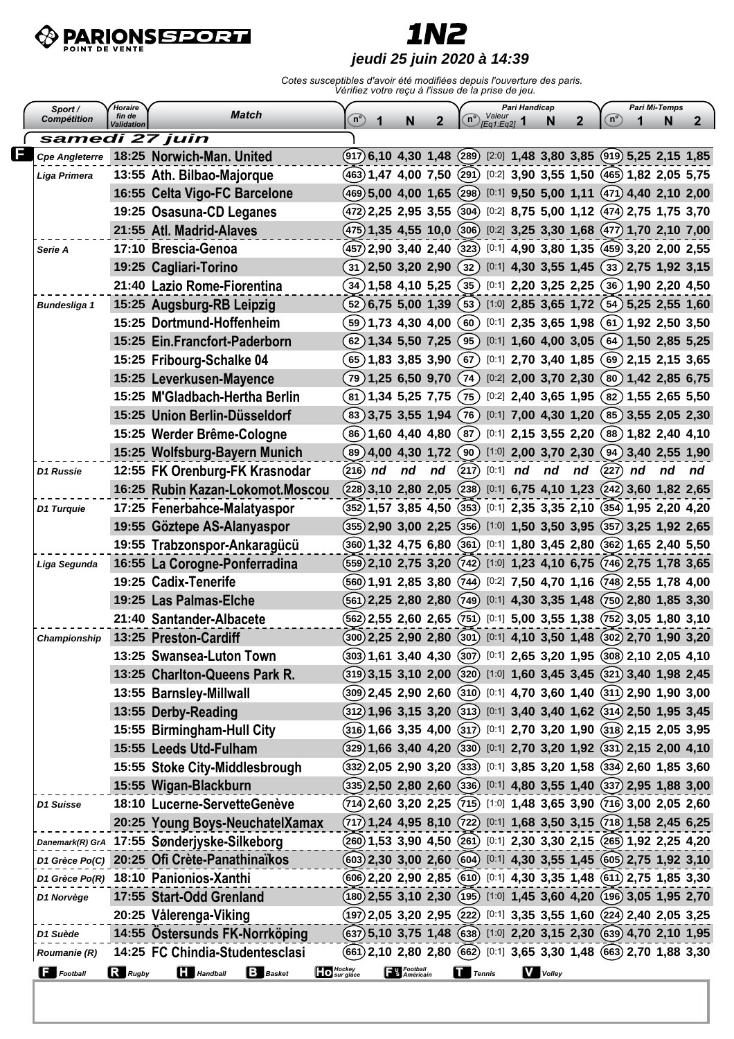**PARIONS SPORT** POINT DE VENTE

# 1N2

***jeudi 25 juin 2020 à 14:39***

*Cotes susceptibles d'avoir été modifiées depuis l'ouverture des paris. Vérifiez votre reçu à l'issue de la prise de jeu.*

## samedi 27 juin

| Sport / Compétition | Horaire fin de Validation | Match | n° | 1 | N | 2 | n° | Valeur [Eq1:Eq2] | 1 | N | 2 | n° | 1 | N | 2 |
|---|---|---|---|---|---|---|---|---|---|---|---|---|---|---|---|
| | | | | | | | | Pari Handicap | | | | Pari Mi-Temps | | | |
| **F** Cpe Angleterre | 18:25 | Norwich-Man. United | 917 | 6,10 | 4,30 | 1,48 | 289 | [2:0] | 1,48 | 3,80 | 3,85 | 919 | 5,25 | 2,15 | 1,85 |
| Liga Primera | 13:55 | Ath. Bilbao-Majorque | 463 | 1,47 | 4,00 | 7,50 | 291 | [0:2] | 3,90 | 3,55 | 1,50 | 465 | 1,82 | 2,05 | 5,75 |
| | 16:55 | Celta Vigo-FC Barcelone | 469 | 5,00 | 4,00 | 1,65 | 298 | [0:1] | 9,50 | 5,00 | 1,11 | 471 | 4,40 | 2,10 | 2,00 |
| | 19:25 | Osasuna-CD Leganes | 472 | 2,25 | 2,95 | 3,55 | 304 | [0:2] | 8,75 | 5,00 | 1,12 | 474 | 2,75 | 1,75 | 3,70 |
| | 21:55 | Atl. Madrid-Alaves | 475 | 1,35 | 4,55 | 10,0 | 306 | [0:2] | 3,25 | 3,30 | 1,68 | 477 | 1,70 | 2,10 | 7,00 |
| Serie A | 17:10 | Brescia-Genoa | 457 | 2,90 | 3,40 | 2,40 | 323 | [0:1] | 4,90 | 3,80 | 1,35 | 459 | 3,20 | 2,00 | 2,55 |
| | 19:25 | Cagliari-Torino | 31 | 2,50 | 3,20 | 2,90 | 32 | [0:1] | 4,30 | 3,55 | 1,45 | 33 | 2,75 | 1,92 | 3,15 |
| | 21:40 | Lazio Rome-Fiorentina | 34 | 1,58 | 4,10 | 5,25 | 35 | [0:1] | 2,20 | 3,25 | 2,25 | 36 | 1,90 | 2,20 | 4,50 |
| Bundesliga 1 | 15:25 | Augsburg-RB Leipzig | 52 | 6,75 | 5,00 | 1,39 | 53 | [1:0] | 2,85 | 3,65 | 1,72 | 54 | 5,25 | 2,55 | 1,60 |
| | 15:25 | Dortmund-Hoffenheim | 59 | 1,73 | 4,30 | 4,00 | 60 | [0:1] | 2,35 | 3,65 | 1,98 | 61 | 1,92 | 2,50 | 3,50 |
| | 15:25 | Ein.Francfort-Paderborn | 62 | 1,34 | 5,50 | 7,25 | 95 | [0:1] | 1,60 | 4,00 | 3,05 | 64 | 1,50 | 2,85 | 5,25 |
| | 15:25 | Fribourg-Schalke 04 | 65 | 1,83 | 3,85 | 3,90 | 67 | [0:1] | 2,70 | 3,40 | 1,85 | 69 | 2,15 | 2,15 | 3,65 |
| | 15:25 | Leverkusen-Mayence | 79 | 1,25 | 6,50 | 9,70 | 74 | [0:2] | 2,00 | 3,70 | 2,30 | 80 | 1,42 | 2,85 | 6,75 |
| | 15:25 | M'Gladbach-Hertha Berlin | 81 | 1,34 | 5,25 | 7,75 | 75 | [0:2] | 2,40 | 3,65 | 1,95 | 82 | 1,55 | 2,65 | 5,50 |
| | 15:25 | Union Berlin-Düsseldorf | 83 | 3,75 | 3,55 | 1,94 | 76 | [0:1] | 7,00 | 4,30 | 1,20 | 85 | 3,55 | 2,05 | 2,30 |
| | 15:25 | Werder Brême-Cologne | 86 | 1,60 | 4,40 | 4,80 | 87 | [0:1] | 2,15 | 3,55 | 2,20 | 88 | 1,82 | 2,40 | 4,10 |
| | 15:25 | Wolfsburg-Bayern Munich | 89 | 4,00 | 4,30 | 1,72 | 90 | [1:0] | 2,00 | 3,70 | 2,30 | 94 | 3,40 | 2,55 | 1,90 |
| D1 Russie | 12:55 | FK Orenburg-FK Krasnodar | 216 | nd | nd | nd | 217 | [0:1] | nd | nd | nd | 227 | nd | nd | nd |
| | 16:25 | Rubin Kazan-Lokomot.Moscou | 228 | 3,10 | 2,80 | 2,05 | 238 | [0:1] | 6,75 | 4,10 | 1,23 | 242 | 3,60 | 1,82 | 2,65 |
| D1 Turquie | 17:25 | Fenerbahce-Alanyaspor | 352 | 1,57 | 3,85 | 4,50 | 353 | [0:1] | 2,35 | 3,35 | 2,10 | 354 | 1,95 | 2,20 | 4,20 |
| | 19:55 | Göztepe AS-Alanyaspor | 355 | 2,90 | 3,00 | 2,25 | 356 | [1:0] | 1,50 | 3,50 | 3,95 | 357 | 3,25 | 1,92 | 2,65 |
| | 19:55 | Trabzonspor-Ankaragücü | 360 | 1,32 | 4,75 | 6,80 | 361 | [0:1] | 1,80 | 3,45 | 2,80 | 362 | 1,65 | 2,40 | 5,50 |
| Liga Segunda | 16:55 | La Corogne-Ponferradina | 559 | 2,10 | 2,75 | 3,20 | 742 | [1:0] | 1,23 | 4,10 | 6,75 | 746 | 2,75 | 1,78 | 3,65 |
| | 19:25 | Cadix-Tenerife | 560 | 1,91 | 2,85 | 3,80 | 744 | [0:2] | 7,50 | 4,70 | 1,16 | 748 | 2,55 | 1,78 | 4,00 |
| | 19:25 | Las Palmas-Elche | 561 | 2,25 | 2,80 | 2,80 | 749 | [0:1] | 4,30 | 3,35 | 1,48 | 750 | 2,80 | 1,85 | 3,30 |
| | 21:40 | Santander-Albacete | 562 | 2,55 | 2,60 | 2,65 | 751 | [0:1] | 5,00 | 3,55 | 1,38 | 752 | 3,05 | 1,80 | 3,10 |
| Championship | 13:25 | Preston-Cardiff | 300 | 2,25 | 2,90 | 2,80 | 301 | [0:1] | 4,10 | 3,50 | 1,48 | 302 | 2,70 | 1,90 | 3,20 |
| | 13:25 | Swansea-Luton Town | 303 | 1,61 | 3,40 | 4,30 | 307 | [0:1] | 2,65 | 3,20 | 1,95 | 308 | 2,10 | 2,05 | 4,10 |
| | 13:25 | Charlton-Queens Park R. | 319 | 3,15 | 3,10 | 2,00 | 320 | [1:0] | 1,60 | 3,45 | 3,45 | 321 | 3,40 | 1,98 | 2,45 |
| | 13:55 | Barnsley-Millwall | 309 | 2,45 | 2,90 | 2,60 | 310 | [0:1] | 4,70 | 3,60 | 1,40 | 311 | 2,90 | 1,90 | 3,00 |
| | 13:55 | Derby-Reading | 312 | 1,96 | 3,15 | 3,20 | 313 | [0:1] | 3,40 | 3,40 | 1,62 | 314 | 2,50 | 1,95 | 3,45 |
| | 15:55 | Birmingham-Hull City | 316 | 1,66 | 3,35 | 4,00 | 317 | [0:1] | 2,70 | 3,20 | 1,90 | 318 | 2,15 | 2,05 | 3,95 |
| | 15:55 | Leeds Utd-Fulham | 329 | 1,66 | 3,40 | 4,20 | 330 | [0:1] | 2,70 | 3,20 | 1,92 | 331 | 2,15 | 2,00 | 4,10 |
| | 15:55 | Stoke City-Middlesbrough | 332 | 2,05 | 2,90 | 3,20 | 333 | [0:1] | 3,85 | 3,20 | 1,58 | 334 | 2,60 | 1,85 | 3,60 |
| | 15:55 | Wigan-Blackburn | 335 | 2,50 | 2,80 | 2,60 | 336 | [0:1] | 4,80 | 3,55 | 1,40 | 337 | 2,95 | 1,88 | 3,00 |
| D1 Suisse | 18:10 | Lucerne-ServetteGenève | 714 | 2,60 | 3,20 | 2,25 | 715 | [1:0] | 1,48 | 3,65 | 3,90 | 716 | 3,00 | 2,05 | 2,60 |
| | 20:25 | Young Boys-NeuchatelXamax | 717 | 1,24 | 4,95 | 8,10 | 722 | [0:1] | 1,68 | 3,50 | 3,15 | 718 | 1,58 | 2,45 | 6,25 |
| Danemark(R) GrA | 17:55 | Sønderjyske-Silkeborg | 260 | 1,53 | 3,90 | 4,50 | 261 | [0:1] | 2,30 | 3,30 | 2,15 | 265 | 1,92 | 2,25 | 4,20 |
| D1 Grèce Po(C) | 20:25 | Ofi Crète-Panathinaïkos | 603 | 2,30 | 3,00 | 2,60 | 604 | [0:1] | 4,30 | 3,55 | 1,45 | 605 | 2,75 | 1,92 | 3,10 |
| D1 Grèce Po(R) | 18:10 | Panionios-Xanthi | 606 | 2,20 | 2,90 | 2,85 | 610 | [0:1] | 4,30 | 3,35 | 1,48 | 611 | 2,75 | 1,85 | 3,30 |
| D1 Norvège | 17:55 | Start-Odd Grenland | 180 | 2,55 | 3,10 | 2,30 | 195 | [1:0] | 1,45 | 3,60 | 4,20 | 196 | 3,05 | 1,95 | 2,70 |
| | 20:25 | Vålerenga-Viking | 197 | 2,05 | 3,20 | 2,95 | 222 | [0:1] | 3,35 | 3,55 | 1,60 | 224 | 2,40 | 2,05 | 3,25 |
| D1 Suède | 14:55 | Östersunds FK-Norrköping | 637 | 5,10 | 3,75 | 1,48 | 638 | [1:0] | 2,20 | 3,15 | 2,30 | 639 | 4,70 | 2,10 | 1,95 |
| Roumanie (R) | 14:25 | FC Chindia-Studentesclasi | 661 | 2,10 | 2,80 | 2,80 | 662 | [0:1] | 3,65 | 3,30 | 1,48 | 663 | 2,70 | 1,88 | 3,30 |

**F** Football **R** Rugby **H** Handball **B** Basket **Ho** Hockey sur glace **FU** Football Américain **T** Tennis **V** Volley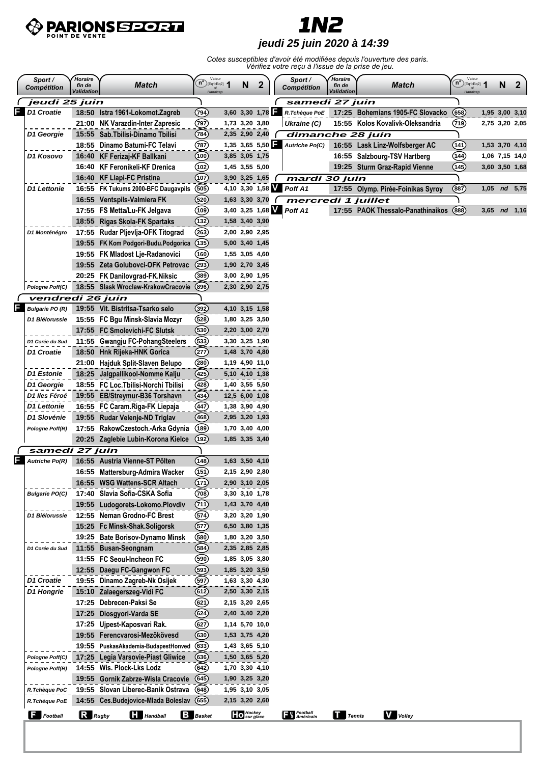# PARIONS SPORT POINT DE VENTE

# 1N2

## jeudi 25 juin 2020 à 14:39

*Cotes susceptibles d'avoir été modifiées depuis l'ouverture des paris. Vérifiez votre reçu à l'issue de la prise de jeu.*

| Sport / Compétition | Horaire fin de Validation | Match | n° | 1 | N | 2 |
|---|---|---|---|---|---|---|
| **jeudi 25 juin** | | | | | | |
| F D1 Croatie | 18:50 | Istra 1961-Lokomot.Zagreb | 794 | 3,60 | 3,30 | 1,78 |
| | 21:00 | NK Varazdin-Inter Zapresic | 797 | 1,73 | 3,20 | 3,80 |
| D1 Georgie | 15:55 | Sab.Tbilisi-Dinamo Tbilisi | 784 | 2,35 | 2,90 | 2,40 |
| | 18:55 | Dinamo Batumi-FC Telavi | 787 | 1,35 | 3,65 | 5,50 |
| D1 Kosovo | 16:40 | KF Ferizaj-KF Ballkani | 100 | 3,85 | 3,05 | 1,75 |
| | 16:40 | KF Feronikeli-KF Drenica | 102 | 1,45 | 3,55 | 5,00 |
| | 16:40 | KF Llapi-FC Pristina | 107 | 3,90 | 3,25 | 1,65 |
| D1 Lettonie | 16:55 | FK Tukums 2000-BFC Daugavpils | 505 | 4,10 | 3,30 | 1,58 |
| | 16:55 | Ventspils-Valmiera FK | 520 | 1,63 | 3,30 | 3,70 |
| | 17:55 | FS Metta/Lu-FK Jelgava | 109 | 3,40 | 3,25 | 1,68 |
| | 18:55 | Rigas Skola-FK Spartaks | 132 | 1,58 | 3,40 | 3,90 |
| D1 Monténégro | 17:55 | Rudar Pljevlja-OFK Titograd | 263 | 2,00 | 2,90 | 2,95 |
| | 19:55 | FK Kom Podgori-Budu.Podgorica | 135 | 5,00 | 3,40 | 1,45 |
| | 19:55 | FK Mladost Lje-Radanovici | 160 | 1,55 | 3,05 | 4,60 |
| | 19:55 | Zeta Golubovci-OFK Petrovac | 293 | 1,90 | 2,70 | 3,45 |
| | 20:25 | FK Danilovgrad-FK.Niksic | 389 | 3,00 | 2,90 | 1,95 |
| Pologne Poff(C) | 18:55 | Slask Wroclaw-KrakowCracovie | 896 | 2,30 | 2,90 | 2,75 |
| **vendredi 26 juin** | | | | | | |
| F Bulgarie PO (R) | 19:55 | Vit. Bistritsa-Tsarko selo | 392 | 4,10 | 3,15 | 1,58 |
| D1 Biélorussie | 15:55 | FC Bgu Minsk-Slavia Mozyr | 528 | 1,80 | 3,25 | 3,50 |
| | 17:55 | FC Smolevichi-FC Slutsk | 530 | 2,20 | 3,00 | 2,70 |
| D1 Corée du Sud | 11:55 | Gwangju FC-PohangSteelers | 533 | 3,30 | 3,25 | 1,90 |
| D1 Croatie | 18:50 | Hnk Rijeka-HNK Gorica | 277 | 1,48 | 3,70 | 4,80 |
| | 21:00 | Hajduk Split-Slaven Belupo | 280 | 1,19 | 4,90 | 11,0 |
| D1 Estonie | 18:25 | Jalgpallikool-Nomme Kalju | 425 | 5,10 | 4,10 | 1,38 |
| D1 Georgie | 18:55 | FC Loc.Tbilisi-Norchi Tbilisi | 428 | 1,40 | 3,55 | 5,50 |
| D1 Iles Féroé | 19:55 | EB/Streymur-B36 Torshavn | 434 | 12,5 | 6,00 | 1,08 |
| D1 Lettonie | 16:55 | FC Caram.Riga-FK Liepaja | 447 | 1,38 | 3,90 | 4,90 |
| D1 Slovénie | 19:55 | Rudar Velenje-ND Triglav | 468 | 2,95 | 3,20 | 1,93 |
| Pologne Poff(R) | 17:55 | RakowCzestoch.-Arka Gdynia | 189 | 1,70 | 3,40 | 4,00 |
| | 20:25 | Zaglebie Lubin-Korona Kielce | 192 | 1,85 | 3,35 | 3,40 |
| **samedi 27 juin** | | | | | | |
| F Autriche Po(R) | 16:55 | Austria Vienne-ST Pölten | 148 | 1,63 | 3,50 | 4,10 |
| | 16:55 | Mattersburg-Admira Wacker | 151 | 2,15 | 2,90 | 2,80 |
| | 16:55 | WSG Wattens-SCR Altach | 171 | 2,90 | 3,10 | 2,05 |
| Bulgarie PO(C) | 17:40 | Slavia Sofia-CSKA Sofia | 708 | 3,30 | 3,10 | 1,78 |
| | 19:55 | Ludogorets-Lokomo.Plovdiv | 711 | 1,43 | 3,70 | 4,40 |
| D1 Biélorussie | 12:55 | Neman Grodno-FC Brest | 574 | 3,20 | 3,20 | 1,90 |
| | 15:25 | Fc Minsk-Shak.Soligorsk | 577 | 6,50 | 3,80 | 1,35 |
| | 19:25 | Bate Borisov-Dynamo Minsk | 580 | 1,80 | 3,20 | 3,50 |
| D1 Corée du Sud | 11:55 | Busan-Seongnam | 584 | 2,35 | 2,85 | 2,85 |
| | 11:55 | FC Seoul-Incheon FC | 590 | 1,85 | 3,05 | 3,80 |
| | 12:55 | Daegu FC-Gangwon FC | 593 | 1,85 | 3,20 | 3,50 |
| D1 Croatie | 19:55 | Dinamo Zagreb-Nk Osijek | 597 | 1,63 | 3,30 | 4,30 |
| D1 Hongrie | 15:10 | Zalaegerszeg-Vidi FC | 612 | 2,50 | 3,30 | 2,15 |
| | 17:25 | Debrecen-Paksi Se | 621 | 2,15 | 3,20 | 2,65 |
| | 17:25 | Diosgyori-Varda SE | 624 | 2,40 | 3,40 | 2,20 |
| | 17:25 | Ujpest-Kaposvari Rak. | 627 | 1,14 | 5,70 | 10,0 |
| | 19:55 | Ferencvarosi-Mezökövesd | 630 | 1,53 | 3,75 | 4,20 |
| | 19:55 | PuskasAkademia-BudapestHonved | 633 | 1,43 | 3,65 | 5,10 |
| Pologne Poff(C) | 17:25 | Legia Varsovie-Piast Gliwice | 636 | 1,50 | 3,65 | 5,20 |
| Pologne Poff(R) | 14:55 | Wis. Plock-Lks Lodz | 642 | 1,70 | 3,30 | 4,10 |
| | 19:55 | Gornik Zabrze-Wisla Cracovie | 645 | 1,90 | 3,25 | 3,20 |
| R.Tchèque PoC | 19:55 | Slovan Liberec-Banik Ostrava | 648 | 1,95 | 3,10 | 3,05 |
| R.Tchèque PoE | 14:55 | Ces.Budejovice-Mlada Boleslav | 655 | 2,15 | 3,20 | 2,60 |
| F R.Tchèque PoE | 17:25 | Bohemians 1905-FC Slovacko | 658 | 1,95 | 3,00 | 3,10 |
| Ukraine (C) | 15:55 | Kolos Kovalivk-Oleksandria | 719 | 2,75 | 3,20 | 2,05 |
| **dimanche 28 juin** | | | | | | |
| F Autriche Po(C) | 16:55 | Lask Linz-Wolfsberger AC | 141 | 1,53 | 3,70 | 4,10 |
| | 16:55 | Salzbourg-TSV Hartberg | 144 | 1,06 | 7,15 | 14,0 |
| | 19:25 | Sturm Graz-Rapid Vienne | 145 | 3,60 | 3,50 | 1,68 |
| **mardi 30 juin** | | | | | | |
| V Poff A1 | 17:55 | Olymp. Pirée-Foinikas Syroy | 887 | 1,05 | nd | 5,75 |
| **mercredi 1 juillet** | | | | | | |
| V Poff A1 | 17:55 | PAOK Thessalo-Panathinaikos | 888 | 3,65 | nd | 1,16 |

F Football | R Rugby | H Handball | B Basket | Ho Hockey sur glace | FU Football Américain | T Tennis | V Volley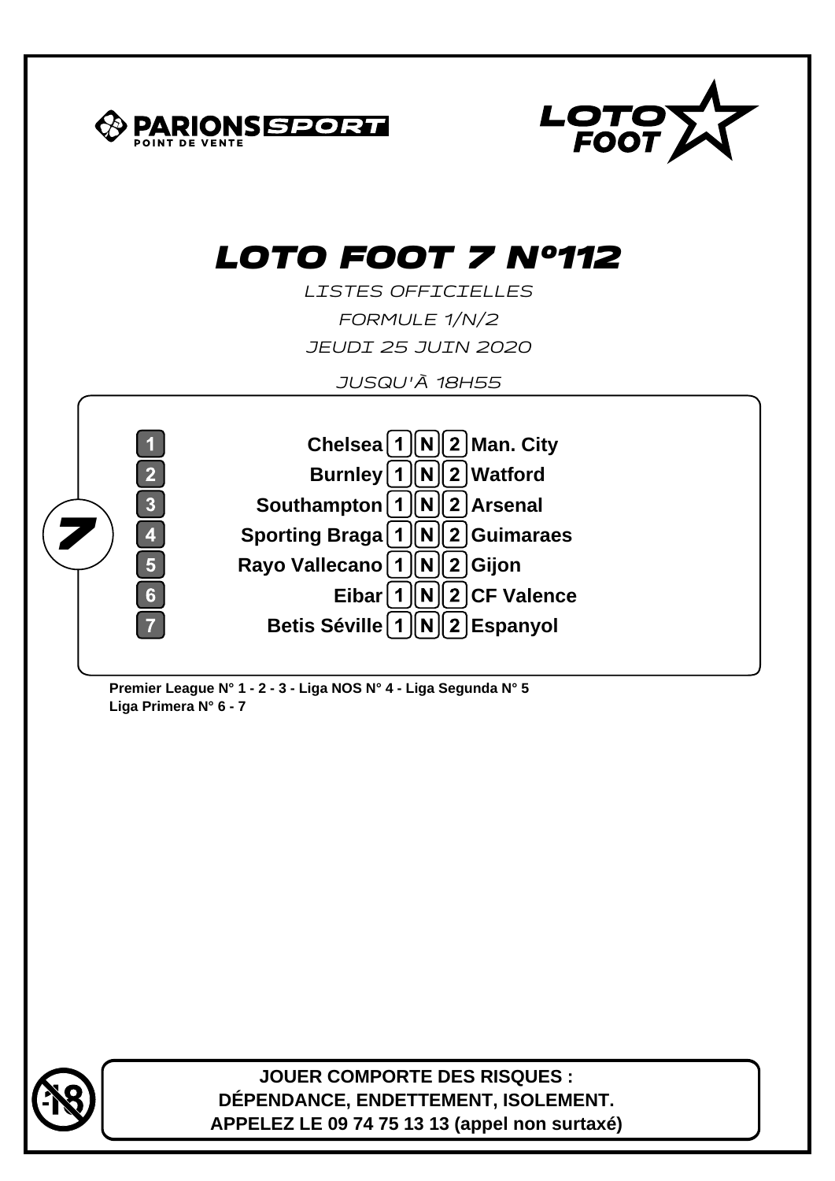PARIONS SPORT
POINT DE VENTE

LOTO FOOT

# LOTO FOOT 7 N°112

LISTES OFFICIELLES

FORMULE 1/N/2

JEUDI 25 JUIN 2020

JUSQU'À 18H55

**7**

| N° | Équipe 1 | | | | Équipe 2 |
|---|---|---|---|---|---|
| 1 | Chelsea | 1 | N | 2 | Man. City |
| 2 | Burnley | 1 | N | 2 | Watford |
| 3 | Southampton | 1 | N | 2 | Arsenal |
| 4 | Sporting Braga | 1 | N | 2 | Guimaraes |
| 5 | Rayo Vallecano | 1 | N | 2 | Gijon |
| 6 | Eibar | 1 | N | 2 | CF Valence |
| 7 | Betis Séville | 1 | N | 2 | Espanyol |

**Premier League N° 1 - 2 - 3 - Liga NOS N° 4 - Liga Segunda N° 5**
**Liga Primera N° 6 - 7**

-18

**JOUER COMPORTE DES RISQUES :**
**DÉPENDANCE, ENDETTEMENT, ISOLEMENT.**
**APPELEZ LE 09 74 75 13 13 (appel non surtaxé)**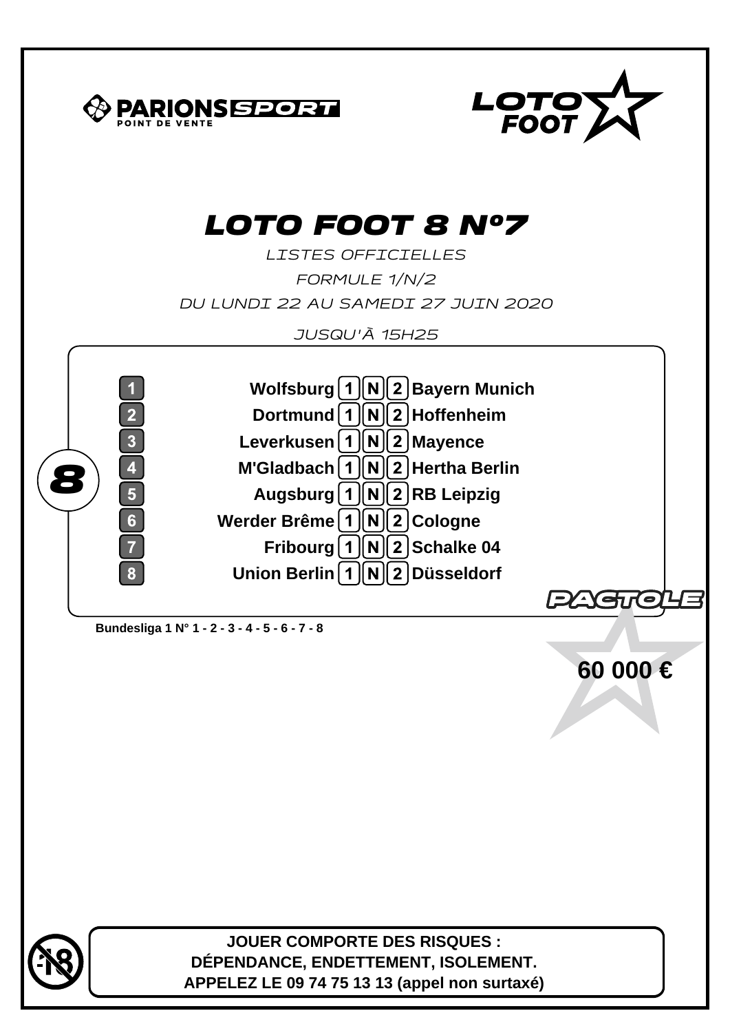PARIONS SPORT POINT DE VENTE

LOTO FOOT

# LOTO FOOT 8 Nº7

*LISTES OFFICIELLES*

*FORMULE 1/N/2*

*DU LUNDI 22 AU SAMEDI 27 JUIN 2020*

*JUSQU'À 15H25*

**8**

| N° | Équipe 1 | 1 | N | 2 | Équipe 2 |
|---|---|---|---|---|---|
| 1 | Wolfsburg | 1 | N | 2 | Bayern Munich |
| 2 | Dortmund | 1 | N | 2 | Hoffenheim |
| 3 | Leverkusen | 1 | N | 2 | Mayence |
| 4 | M'Gladbach | 1 | N | 2 | Hertha Berlin |
| 5 | Augsburg | 1 | N | 2 | RB Leipzig |
| 6 | Werder Brême | 1 | N | 2 | Cologne |
| 7 | Fribourg | 1 | N | 2 | Schalke 04 |
| 8 | Union Berlin | 1 | N | 2 | Düsseldorf |

**Bundesliga 1 N° 1 - 2 - 3 - 4 - 5 - 6 - 7 - 8**

PACTOLE

**60 000 €**

-18

**JOUER COMPORTE DES RISQUES : DÉPENDANCE, ENDETTEMENT, ISOLEMENT. APPELEZ LE 09 74 75 13 13 (appel non surtaxé)**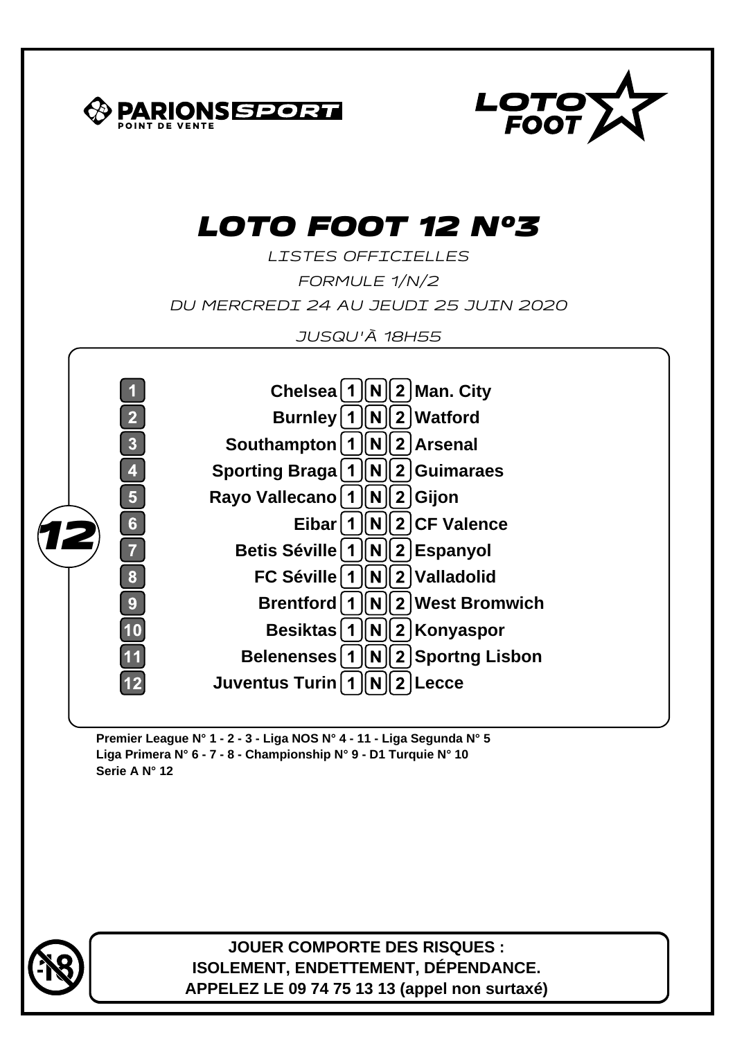PARIONS SPORT POINT DE VENTE

LOTO FOOT

# LOTO FOOT 12 Nº3

*LISTES OFFICIELLES*

*FORMULE 1/N/2*

*DU MERCREDI 24 AU JEUDI 25 JUIN 2020*

*JUSQU'À 18H55*

**12**

| N° | Équipe 1 | 1 | N | 2 | Équipe 2 |
|---|---|---|---|---|---|
| 1 | Chelsea | 1 | N | 2 | Man. City |
| 2 | Burnley | 1 | N | 2 | Watford |
| 3 | Southampton | 1 | N | 2 | Arsenal |
| 4 | Sporting Braga | 1 | N | 2 | Guimaraes |
| 5 | Rayo Vallecano | 1 | N | 2 | Gijon |
| 6 | Eibar | 1 | N | 2 | CF Valence |
| 7 | Betis Séville | 1 | N | 2 | Espanyol |
| 8 | FC Séville | 1 | N | 2 | Valladolid |
| 9 | Brentford | 1 | N | 2 | West Bromwich |
| 10 | Besiktas | 1 | N | 2 | Konyaspor |
| 11 | Belenenses | 1 | N | 2 | Sportng Lisbon |
| 12 | Juventus Turin | 1 | N | 2 | Lecce |

**Premier League N° 1 - 2 - 3 - Liga NOS N° 4 - 11 - Liga Segunda N° 5**
**Liga Primera N° 6 - 7 - 8 - Championship N° 9 - D1 Turquie N° 10**
**Serie A N° 12**

-18

**JOUER COMPORTE DES RISQUES :**
**ISOLEMENT, ENDETTEMENT, DÉPENDANCE.**
**APPELEZ LE 09 74 75 13 13 (appel non surtaxé)**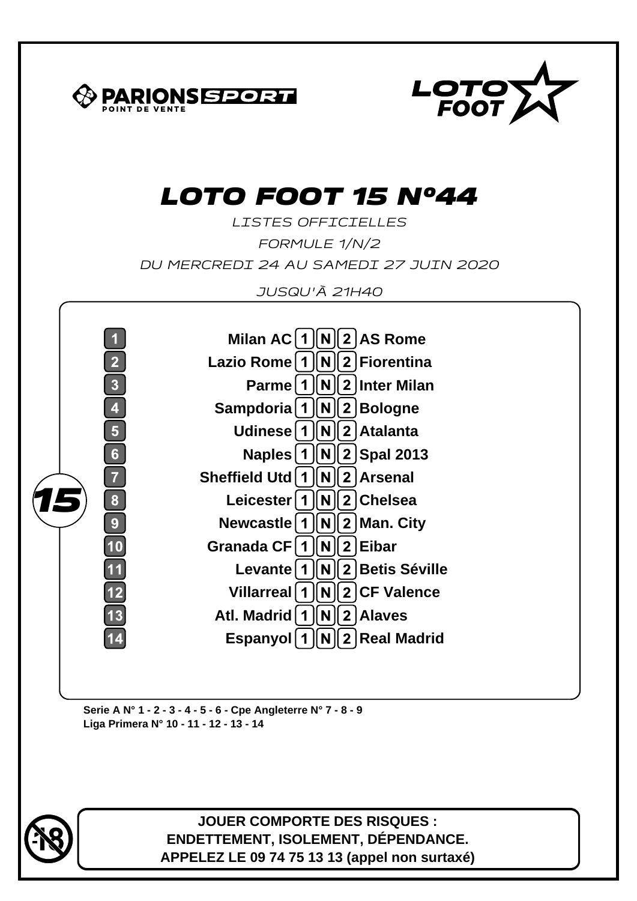PARIONS SPORT
POINT DE VENTE

LOTO FOOT

# LOTO FOOT 15 N°44

*LISTES OFFICIELLES*

*FORMULE 1/N/2*

*DU MERCREDI 24 AU SAMEDI 27 JUIN 2020*

*JUSQU'À 21H40*

**15**

| | | | | | |
|---|---|---|---|---|---|
| 1 | Milan AC | 1 | N | 2 | AS Rome |
| 2 | Lazio Rome | 1 | N | 2 | Fiorentina |
| 3 | Parme | 1 | N | 2 | Inter Milan |
| 4 | Sampdoria | 1 | N | 2 | Bologne |
| 5 | Udinese | 1 | N | 2 | Atalanta |
| 6 | Naples | 1 | N | 2 | Spal 2013 |
| 7 | Sheffield Utd | 1 | N | 2 | Arsenal |
| 8 | Leicester | 1 | N | 2 | Chelsea |
| 9 | Newcastle | 1 | N | 2 | Man. City |
| 10 | Granada CF | 1 | N | 2 | Eibar |
| 11 | Levante | 1 | N | 2 | Betis Séville |
| 12 | Villarreal | 1 | N | 2 | CF Valence |
| 13 | Atl. Madrid | 1 | N | 2 | Alaves |
| 14 | Espanyol | 1 | N | 2 | Real Madrid |

**Serie A N° 1 - 2 - 3 - 4 - 5 - 6 - Cpe Angleterre N° 7 - 8 - 9**
**Liga Primera N° 10 - 11 - 12 - 13 - 14**

-18

**JOUER COMPORTE DES RISQUES :**
**ENDETTEMENT, ISOLEMENT, DÉPENDANCE.**
**APPELEZ LE 09 74 75 13 13 (appel non surtaxé)**